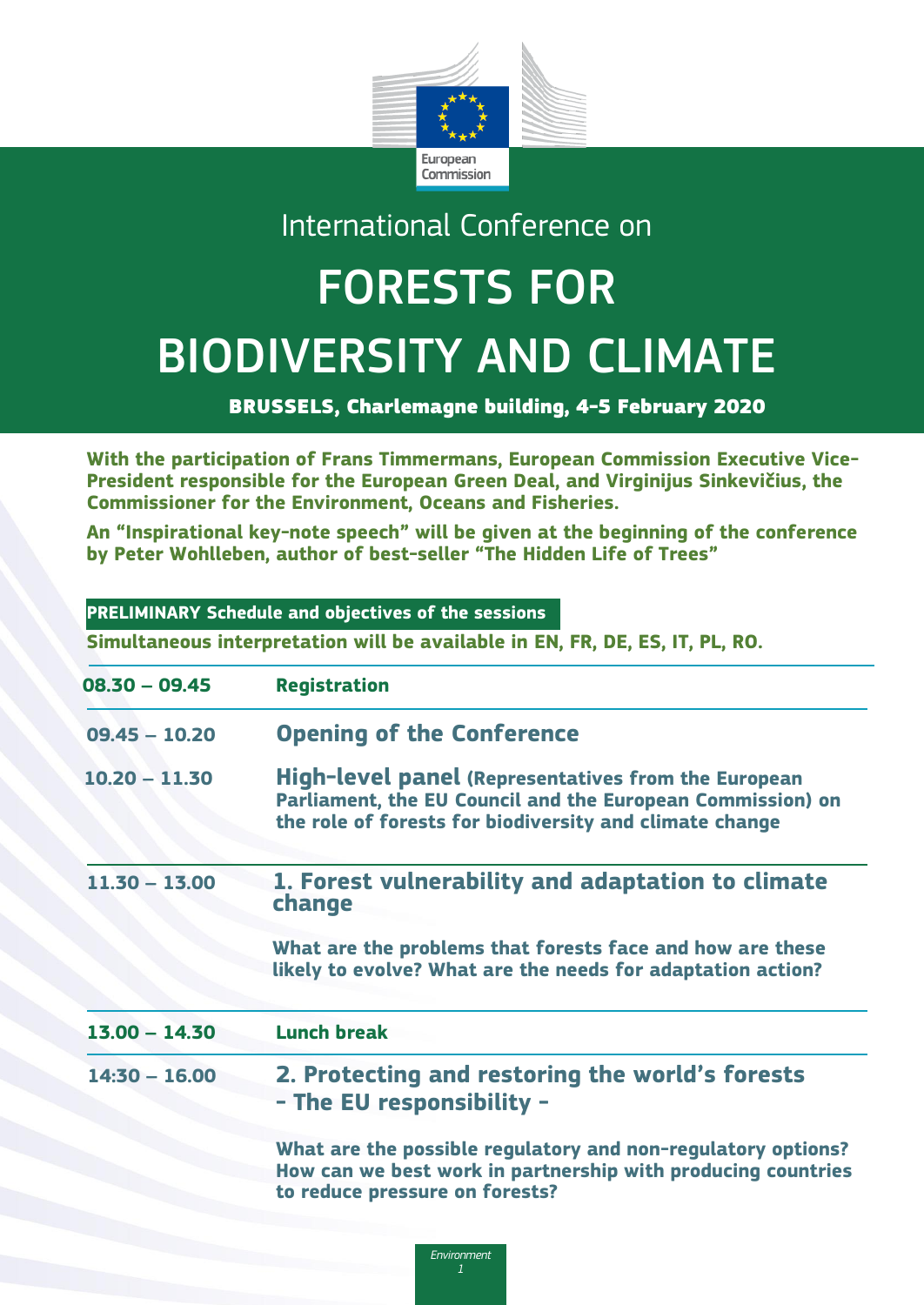European Commission

International Conference on

# FORESTS FOR BIODIVERSITY AND CLIMATE

**BRUSSELS, Charlemagne building, 4-5 February 2020**

**With the participation of Frans Timmermans, European Commission Executive Vice-President responsible for the European Green Deal, and Virginijus Sinkevičius, the Commissioner for the Environment, Oceans and Fisheries.**

**An "Inspirational key-note speech" will be given at the beginning of the conference by Peter Wohlleben, author of best-seller "The Hidden Life of Trees"**

**PRELIMINARY Schedule and objectives of the sessions**

**Simultaneous interpretation will be available in EN, FR, DE, ES, IT, PL, RO.**

| Time | Session |
|---|---|
| **08.30 – 09.45** | **Registration** |
| **09.45 – 10.20** | **Opening of the Conference** |
| **10.20 – 11.30** | **High-level panel (Representatives from the European Parliament, the EU Council and the European Commission) on the role of forests for biodiversity and climate change** |
| **11.30 – 13.00** | **1. Forest vulnerability and adaptation to climate change**<br><br>**What are the problems that forests face and how are these likely to evolve? What are the needs for adaptation action?** |
| **13.00 – 14.30** | **Lunch break** |
| **14:30 – 16.00** | **2. Protecting and restoring the world's forests - The EU responsibility -**<br><br>**What are the possible regulatory and non-regulatory options? How can we best work in partnership with producing countries to reduce pressure on forests?** |

*Environment*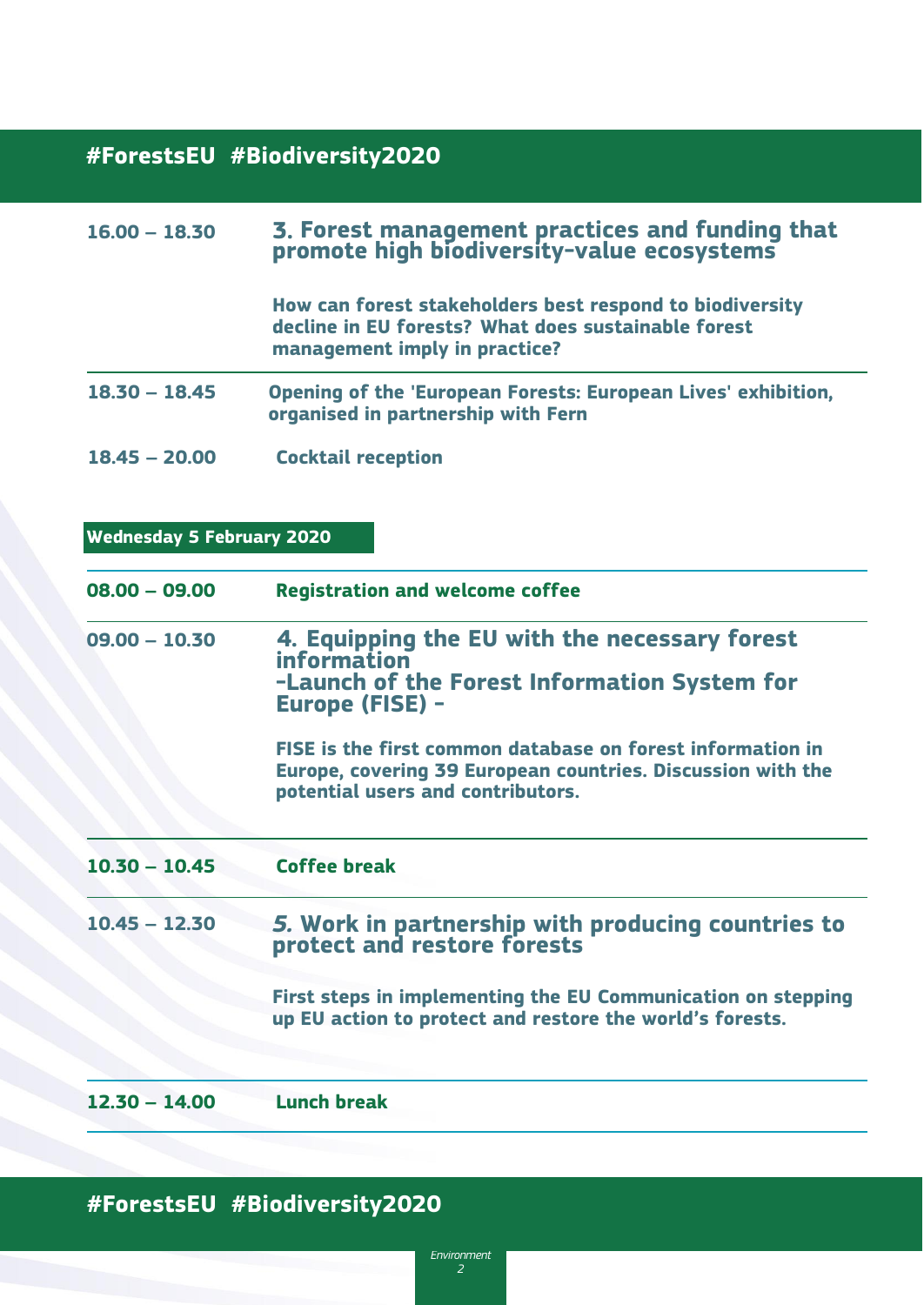| | |
|---|---|
| **16.00 – 18.30** | **3. Forest management practices and funding that promote high biodiversity-value ecosystems**<br><br>**How can forest stakeholders best respond to biodiversity decline in EU forests? What does sustainable forest management imply in practice?** |
| **18.30 – 18.45** | **Opening of the 'European Forests: European Lives' exhibition, organised in partnership with Fern** |
| **18.45 – 20.00** | **Cocktail reception** |

## Wednesday 5 February 2020

| | |
|---|---|
| **08.00 – 09.00** | **Registration and welcome coffee** |
| **09.00 – 10.30** | **4. Equipping the EU with the necessary forest information -Launch of the Forest Information System for Europe (FISE) -**<br><br>**FISE is the first common database on forest information in Europe, covering 39 European countries. Discussion with the potential users and contributors.** |
| **10.30 – 10.45** | **Coffee break** |
| **10.45 – 12.30** | ***5.* Work in partnership with producing countries to protect and restore forests**<br><br>**First steps in implementing the EU Communication on stepping up EU action to protect and restore the world's forests.** |
| **12.30 – 14.00** | **Lunch break** |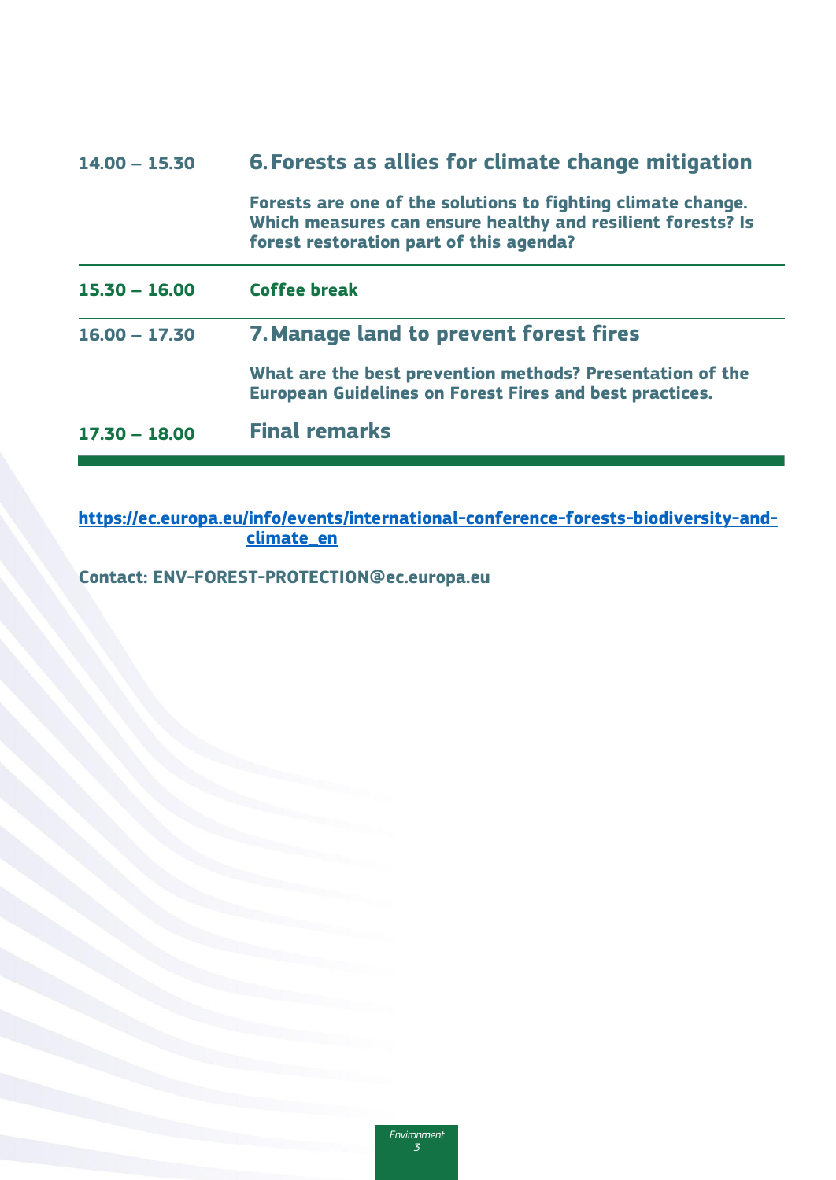| | |
|---|---|
| **14.00 – 15.30** | **6. Forests as allies for climate change mitigation**<br><br>**Forests are one of the solutions to fighting climate change. Which measures can ensure healthy and resilient forests? Is forest restoration part of this agenda?** |
| **15.30 – 16.00** | **Coffee break** |
| **16.00 – 17.30** | **7. Manage land to prevent forest fires**<br><br>**What are the best prevention methods? Presentation of the European Guidelines on Forest Fires and best practices.** |
| **17.30 – 18.00** | **Final remarks** |

**https://ec.europa.eu/info/events/international-conference-forests-biodiversity-and-climate_en**

**Contact: ENV-FOREST-PROTECTION@ec.europa.eu**